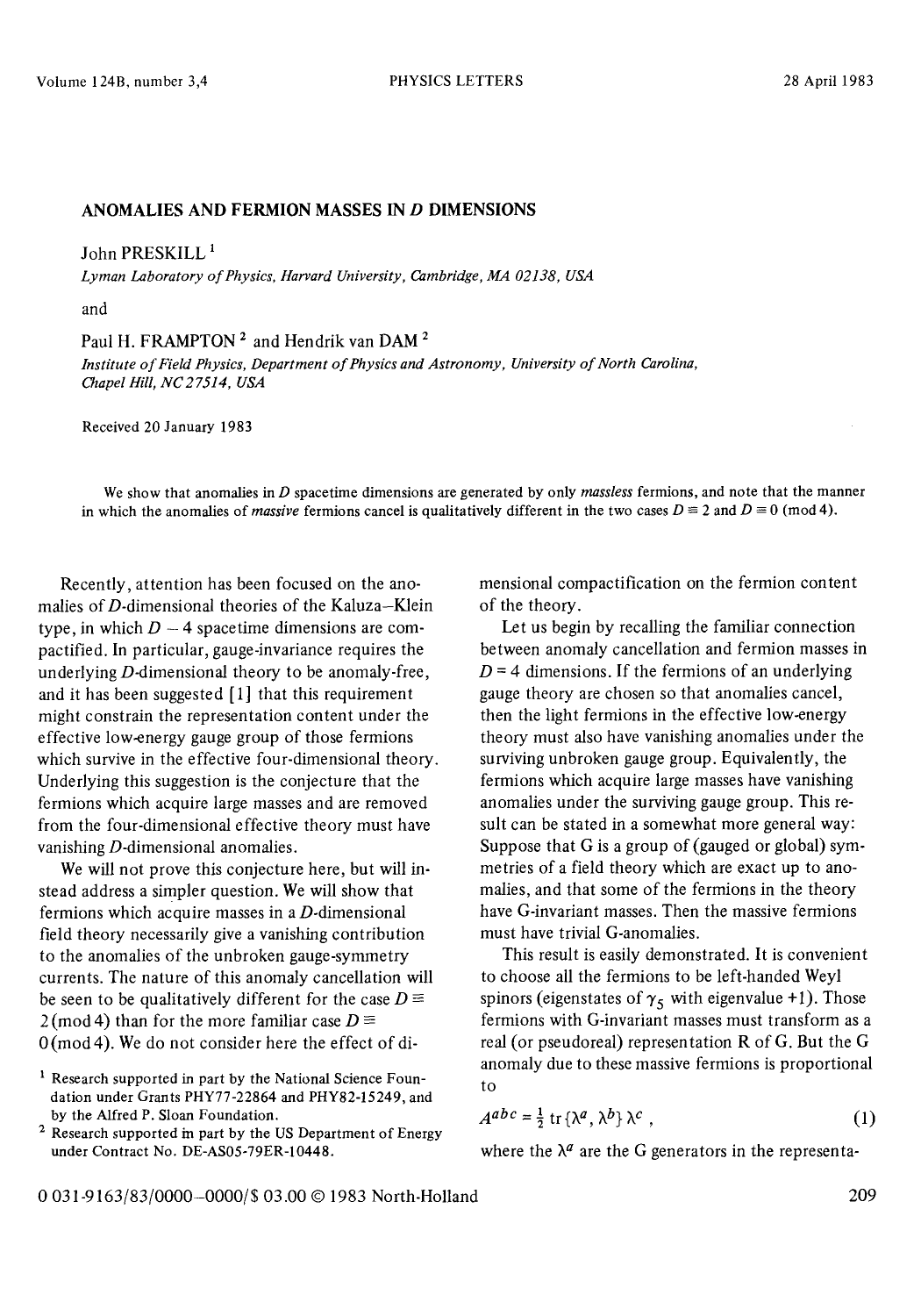# ANOMALIES AND FERMION MASSES IN *D* DIMENSIONS

John PRESKILL [1]

*Lyman Laboratory of Physics, Harvard University, Cambridge, MA 02138, USA*

and

Paul H. FRAMPTON [2] and Hendrik van DAM [2]

*Institute of Field Physics, Department of Physics and Astronomy, University of North Carolina, Chapel Hill, NC 27514, USA*

Received 20 January 1983

We show that anomalies in $D$ spacetime dimensions are generated by only *massless* fermions, and note that the manner in which the anomalies of *massive* fermions cancel is qualitatively different in the two cases $D \equiv 2$ and $D \equiv 0 \pmod 4$.

Recently, attention has been focused on the anomalies of $D$-dimensional theories of the Kaluza–Klein type, in which $D - 4$ spacetime dimensions are compactified. In particular, gauge-invariance requires the underlying $D$-dimensional theory to be anomaly-free, and it has been suggested [1] that this requirement might constrain the representation content under the effective low-energy gauge group of those fermions which survive in the effective four-dimensional theory. Underlying this suggestion is the conjecture that the fermions which acquire large masses and are removed from the four-dimensional effective theory must have vanishing $D$-dimensional anomalies.

We will not prove this conjecture here, but will instead address a simpler question. We will show that fermions which acquire masses in a $D$-dimensional field theory necessarily give a vanishing contribution to the anomalies of the unbroken gauge-symmetry currents. The nature of this anomaly cancellation will be seen to be qualitatively different for the case $D \equiv 2 \pmod 4$ than for the more familiar case $D \equiv 0 \pmod 4$. We do not consider here the effect of dimensional compactification on the fermion content of the theory.

Let us begin by recalling the familiar connection between anomaly cancellation and fermion masses in $D = 4$ dimensions. If the fermions of an underlying gauge theory are chosen so that anomalies cancel, then the light fermions in the effective low-energy theory must also have vanishing anomalies under the surviving unbroken gauge group. Equivalently, the fermions which acquire large masses have vanishing anomalies under the surviving gauge group. This result can be stated in a somewhat more general way: Suppose that G is a group of (gauged or global) symmetries of a field theory which are exact up to anomalies, and that some of the fermions in the theory have G-invariant masses. Then the massive fermions must have trivial G-anomalies.

This result is easily demonstrated. It is convenient to choose all the fermions to be left-handed Weyl spinors (eigenstates of $\gamma_5$ with eigenvalue +1). Those fermions with G-invariant masses must transform as a real (or pseudoreal) representation R of G. But the G anomaly due to these massive fermions is proportional to

$$A^{abc} = \tfrac{1}{2}\,\mathrm{tr}\,\{\lambda^a, \lambda^b\}\,\lambda^c\,, \tag{1}$$

where the $\lambda^a$ are the G generators in the representa-

---

[1] Research supported in part by the National Science Foundation under Grants PHY77-22864 and PHY82-15249, and by the Alfred P. Sloan Foundation.

[2] Research supported in part by the US Department of Energy under Contract No. DE-AS05-79ER-10448.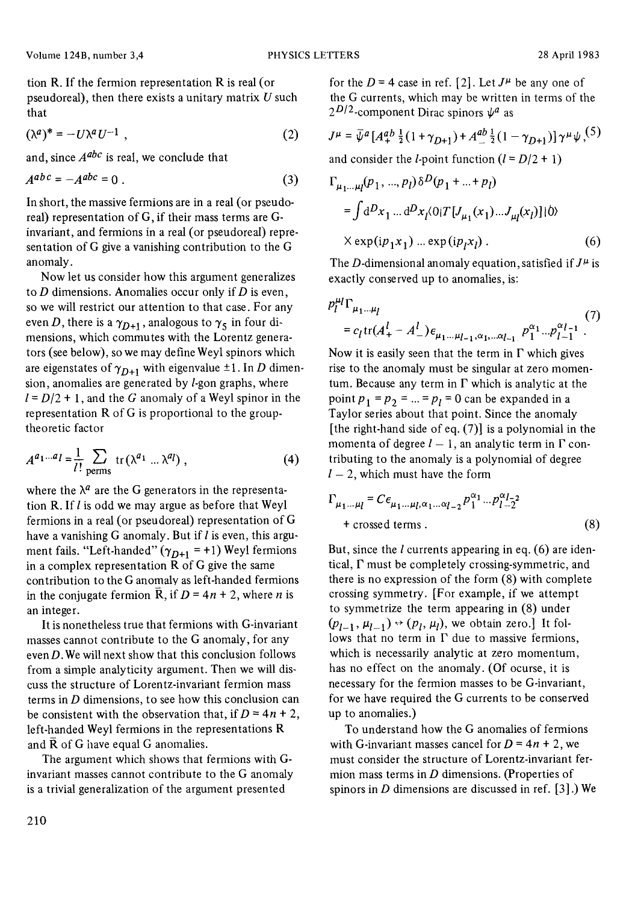tion R. If the fermion representation R is real (or pseudoreal), then there exists a unitary matrix $U$ such that

$$(\lambda^a)^* = -U\lambda^a U^{-1} , \tag{2}$$

and, since $A^{abc}$ is real, we conclude that

$$A^{abc} = -A^{abc} = 0 . \tag{3}$$

In short, the massive fermions are in a real (or pseudoreal) representation of G, if their mass terms are G-invariant, and fermions in a real (or pseudoreal) representation of G give a vanishing contribution to the G anomaly.

Now let us consider how this argument generalizes to $D$ dimensions. Anomalies occur only if $D$ is even, so we will restrict our attention to that case. For any even $D$, there is a $\gamma_{D+1}$, analogous to $\gamma_5$ in four dimensions, which commutes with the Lorentz generators (see below), so we may define Weyl spinors which are eigenstates of $\gamma_{D+1}$ with eigenvalue $\pm 1$. In $D$ dimension, anomalies are generated by $l$-gon graphs, where $l = D/2 + 1$, and the $G$ anomaly of a Weyl spinor in the representation R of G is proportional to the group-theoretic factor

$$A^{a_1 \ldots a_l} = \frac{1}{l!} \sum_{\text{perms}} \operatorname{tr}(\lambda^{a_1} \ldots \lambda^{a_l}) , \tag{4}$$

where the $\lambda^a$ are the G generators in the representation R. If $l$ is odd we may argue as before that Weyl fermions in a real (or pseudoreal) representation of G have a vanishing G anomaly. But if $l$ is even, this argument fails. "Left-handed" ($\gamma_{D+1} = +1$) Weyl fermions in a complex representation R of G give the same contribution to the G anomaly as left-handed fermions in the conjugate fermion $\bar{\text{R}}$, if $D = 4n + 2$, where $n$ is an integer.

It is nonetheless true that fermions with G-invariant masses cannot contribute to the G anomaly, for any even $D$. We will next show that this conclusion follows from a simple analyticity argument. Then we will discuss the structure of Lorentz-invariant fermion mass terms in $D$ dimensions, to see how this conclusion can be consistent with the observation that, if $D = 4n + 2$, left-handed Weyl fermions in the representations R and $\bar{\text{R}}$ of G have equal G anomalies.

The argument which shows that fermions with G-invariant masses cannot contribute to the G anomaly is a trivial generalization of the argument presented for the $D = 4$ case in ref. [2]. Let $J^\mu$ be any one of the G currents, which may be written in terms of the $2^{D/2}$-component Dirac spinors $\psi^a$ as

$$J^\mu = \bar{\psi}^a [A_+^{ab} \tfrac{1}{2}(1 + \gamma_{D+1}) + A_-^{ab} \tfrac{1}{2}(1 - \gamma_{D+1})] \gamma^\mu \psi , \tag{5}$$

and consider the $l$-point function ($l = D/2 + 1$)

$$\begin{aligned} &\Gamma_{\mu_1 \ldots \mu_l}(p_1, \ldots, p_l)\, \delta^D(p_1 + \ldots + p_l) \\ &= \int \mathrm{d}^D x_1 \ldots \mathrm{d}^D x_l \langle 0 | T[J_{\mu_1}(x_1) \ldots J_{\mu_l}(x_l)] | 0 \rangle \\ &\times \exp(\mathrm{i} p_1 x_1) \ldots \exp(\mathrm{i} p_l x_l) . \end{aligned} \tag{6}$$

The $D$-dimensional anomaly equation, satisfied if $J^\mu$ is exactly conserved up to anomalies, is:

$$\begin{aligned} &p_l^{\mu_l} \Gamma_{\mu_1 \ldots \mu_l} \\ &= c_l \operatorname{tr}(A_+^l - A_-^l) \epsilon_{\mu_1 \ldots \mu_{l-1}, \alpha_1, \ldots \alpha_{l-1}} p_1^{\alpha_1} \ldots p_{l-1}^{\alpha_{l-1}} . \end{aligned} \tag{7}$$

Now it is easily seen that the term in $\Gamma$ which gives rise to the anomaly must be singular at zero momentum. Because any term in $\Gamma$ which is analytic at the point $p_1 = p_2 = \ldots = p_l = 0$ can be expanded in a Taylor series about that point. Since the anomaly [the right-hand side of eq. (7)] is a polynomial in the momenta of degree $l - 1$, an analytic term in $\Gamma$ contributing to the anomaly is a polynomial of degree $l - 2$, which must have the form

$$\begin{aligned} \Gamma_{\mu_1 \ldots \mu_l} &= C \epsilon_{\mu_1 \ldots \mu_l, \alpha_1 \ldots \alpha_{l-2}} p_1^{\alpha_1} \ldots p_{l-2}^{\alpha_{l-2}} \\ &+ \text{crossed terms} . \end{aligned} \tag{8}$$

But, since the $l$ currents appearing in eq. (6) are identical, $\Gamma$ must be completely crossing-symmetric, and there is no expression of the form (8) with complete crossing symmetry. [For example, if we attempt to symmetrize the term appearing in (8) under $(p_{l-1}, \mu_{l-1}) \leftrightarrow (p_l, \mu_l)$, we obtain zero.] It follows that no term in $\Gamma$ due to massive fermions, which is necessarily analytic at zero momentum, has no effect on the anomaly. (Of ocurse, it is necessary for the fermion masses to be G-invariant, for we have required the G currents to be conserved up to anomalies.)

To understand how the G anomalies of fermions with G-invariant masses cancel for $D = 4n + 2$, we must consider the structure of Lorentz-invariant fermion mass terms in $D$ dimensions. (Properties of spinors in $D$ dimensions are discussed in ref. [3].) We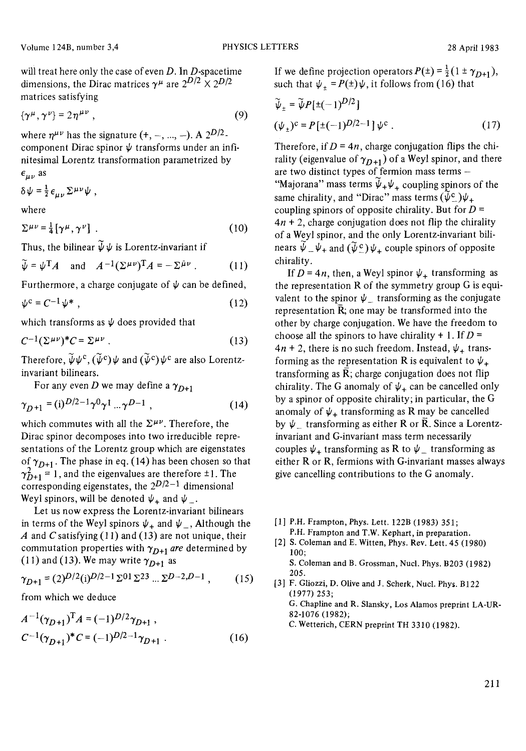will treat here only the case of even $D$. In $D$-spacetime dimensions, the Dirac matrices $\gamma^\mu$ are $2^{D/2} \times 2^{D/2}$ matrices satisfying

$$\{\gamma^\mu, \gamma^\nu\} = 2\eta^{\mu\nu} , \tag{9}$$

where $\eta^{\mu\nu}$ has the signature (+, −, ..., −). A $2^{D/2}$-component Dirac spinor $\psi$ transforms under an infinitesimal Lorentz transformation parametrized by $\epsilon_{\mu\nu}$ as

$$\delta\psi = \tfrac{1}{2}\epsilon_{\mu\nu}\Sigma^{\mu\nu}\psi ,$$

where

$$\Sigma^{\mu\nu} = \tfrac{1}{4}[\gamma^\mu, \gamma^\nu] . \tag{10}$$

Thus, the bilinear $\tilde{\psi}\psi$ is Lorentz-invariant if

$$\tilde{\psi} = \psi^{\mathrm{T}} A \quad \text{and} \quad A^{-1}(\Sigma^{\mu\nu})^{\mathrm{T}} A = -\Sigma^{\mu\nu} . \tag{11}$$

Furthermore, a charge conjugate of $\psi$ can be defined,

$$\psi^{\mathrm{c}} = C^{-1}\psi^* , \tag{12}$$

which transforms as $\psi$ does provided that

$$C^{-1}(\Sigma^{\mu\nu})^* C = \Sigma^{\mu\nu} . \tag{13}$$

Therefore, $\tilde{\psi}\psi^{\mathrm{c}}$, $(\tilde{\psi}^{\mathrm{c}})\psi$ and $(\tilde{\psi}^{\mathrm{c}})\psi^{\mathrm{c}}$ are also Lorentz-invariant bilinears.

For any even $D$ we may define a $\gamma_{D+1}$

$$\gamma_{D+1} = (\mathrm{i})^{D/2-1}\gamma^0\gamma^1 \ldots \gamma^{D-1} , \tag{14}$$

which commutes with all the $\Sigma^{\mu\nu}$. Therefore, the Dirac spinor decomposes into two irreducible representations of the Lorentz group which are eigenstates of $\gamma_{D+1}$. The phase in eq. (14) has been chosen so that $\gamma_{D+1}^2 = 1$, and the eigenvalues are therefore ±1. The corresponding eigenstates, the $2^{D/2-1}$ dimensional Weyl spinors, will be denoted $\psi_+$ and $\psi_-$.

Let us now express the Lorentz-invariant bilinears in terms of the Weyl spinors $\psi_+$ and $\psi_-$. Although the $A$ and $C$ satisfying (11) and (13) are not unique, their commutation properties with $\gamma_{D+1}$ *are* determined by (11) and (13). We may write $\gamma_{D+1}$ as

$$\gamma_{D+1} = (2)^{D/2}(\mathrm{i})^{D/2-1}\Sigma^{01}\Sigma^{23} \ldots \Sigma^{D-2,D-1} , \tag{15}$$

from which we deduce

$$A^{-1}(\gamma_{D+1})^{\mathrm{T}} A = (-1)^{D/2}\gamma_{D+1} ,$$
$$C^{-1}(\gamma_{D+1})^* C = (-1)^{D/2-1}\gamma_{D+1} . \tag{16}$$

If we define projection operators $P(\pm) = \frac{1}{2}(1 \pm \gamma_{D+1})$, such that $\psi_\pm = P(\pm)\psi$, it follows from (16) that

$$\tilde{\psi}_\pm = \tilde{\psi}P[\pm(-1)^{D/2}]$$
$$(\psi_\pm)^{\mathrm{c}} = P[\pm(-1)^{D/2-1}]\,\psi^{\mathrm{c}} . \tag{17}$$

Therefore, if $D = 4n$, charge conjugation flips the chirality (eigenvalue of $\gamma_{D+1}$) of a Weyl spinor, and there are two distinct types of fermion mass terms – "Majorana" mass terms $\tilde{\psi}_+\psi_+$ coupling spinors of the same chirality, and "Dirac" mass terms $(\tilde{\psi}_-^{\mathrm{c}})\psi_+$ coupling spinors of opposite chirality. But for $D = 4n + 2$, charge conjugation does not flip the chirality of a Weyl spinor, and the only Lorentz-invariant bilinears $\tilde{\psi}_-\psi_+$ and $(\tilde{\psi}_-^{\mathrm{c}})\psi_+$ couple spinors of opposite chirality.

If $D = 4n$, then, a Weyl spinor $\psi_+$ transforming as the representation R of the symmetry group G is equivalent to the spinor $\psi_-$ transforming as the conjugate representation $\bar{\mathrm{R}}$; one may be transformed into the other by charge conjugation. We have the freedom to choose all the spinors to have chirality + 1. If $D = 4n + 2$, there is no such freedom. Instead, $\psi_+$ transforming as the representation R is equivalent to $\psi_+$ transforming as $\bar{\mathrm{R}}$; charge conjugation does not flip chirality. The G anomaly of $\psi_+$ can be cancelled only by a spinor of opposite chirality; in particular, the G anomaly of $\psi_+$ transforming as R may be cancelled by $\psi_-$ transforming as either R or $\bar{\mathrm{R}}$. Since a Lorentz-invariant and G-invariant mass term necessarily couples $\psi_+$ transforming as R to $\psi_-$ transforming as either R or R, fermions with G-invariant masses always give cancelling contributions to the G anomaly.

[1] P.H. Frampton, Phys. Lett. 122B (1983) 351; P.H. Frampton and T.W. Kephart, in preparation.

[2] S. Coleman and E. Witten, Phys. Rev. Lett. 45 (1980) 100; S. Coleman and B. Grossman, Nucl. Phys. B203 (1982) 205.

[3] F. Gliozzi, D. Olive and J. Scherk, Nucl. Phys. B122 (1977) 253; G. Chapline and R. Slansky, Los Alamos preprint LA-UR-82-1076 (1982); C. Wetterich, CERN preprint TH 3310 (1982).